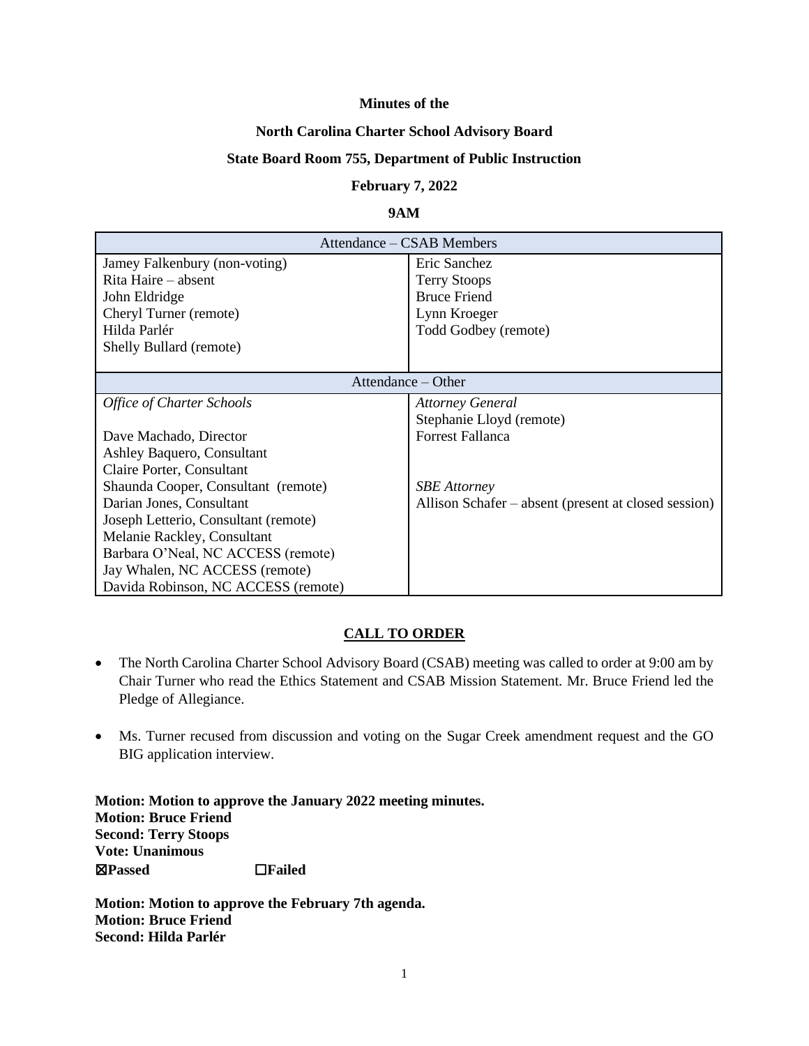**Minutes of the**

**North Carolina Charter School Advisory Board**

**State Board Room 755, Department of Public Instruction**

**February 7, 2022**

**9AM**

| Attendance – CSAB Members | |
|---|---|
| Jamey Falkenbury (non-voting)<br>Rita Haire – absent<br>John Eldridge<br>Cheryl Turner (remote)<br>Hilda Parlér<br>Shelly Bullard (remote) | Eric Sanchez<br>Terry Stoops<br>Bruce Friend<br>Lynn Kroeger<br>Todd Godbey (remote) |
| **Attendance – Other** | |
| *Office of Charter Schools*<br><br>Dave Machado, Director<br>Ashley Baquero, Consultant<br>Claire Porter, Consultant<br>Shaunda Cooper, Consultant (remote)<br>Darian Jones, Consultant<br>Joseph Letterio, Consultant (remote)<br>Melanie Rackley, Consultant<br>Barbara O'Neal, NC ACCESS (remote)<br>Jay Whalen, NC ACCESS (remote)<br>Davida Robinson, NC ACCESS (remote) | *Attorney General*<br>Stephanie Lloyd (remote)<br>Forrest Fallanca<br><br><br>*SBE Attorney*<br>Allison Schafer – absent (present at closed session) |

## CALL TO ORDER

- The North Carolina Charter School Advisory Board (CSAB) meeting was called to order at 9:00 am by Chair Turner who read the Ethics Statement and CSAB Mission Statement. Mr. Bruce Friend led the Pledge of Allegiance.
- Ms. Turner recused from discussion and voting on the Sugar Creek amendment request and the GO BIG application interview.

**Motion: Motion to approve the January 2022 meeting minutes.**
**Motion: Bruce Friend**
**Second: Terry Stoops**
**Vote: Unanimous**
**☒Passed ☐Failed**

**Motion: Motion to approve the February 7th agenda.**
**Motion: Bruce Friend**
**Second: Hilda Parlér**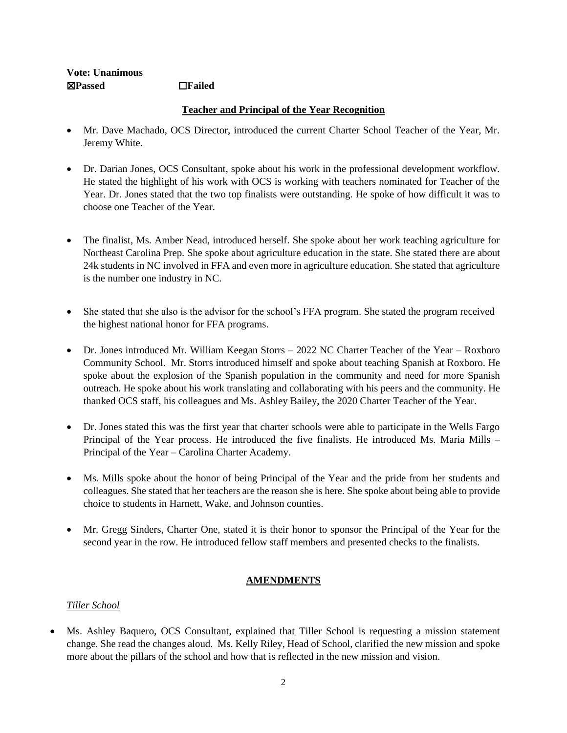**Vote: Unanimous**
**☒Passed** **☐Failed**

**Teacher and Principal of the Year Recognition**

- Mr. Dave Machado, OCS Director, introduced the current Charter School Teacher of the Year, Mr. Jeremy White.

- Dr. Darian Jones, OCS Consultant, spoke about his work in the professional development workflow. He stated the highlight of his work with OCS is working with teachers nominated for Teacher of the Year. Dr. Jones stated that the two top finalists were outstanding. He spoke of how difficult it was to choose one Teacher of the Year.

- The finalist, Ms. Amber Nead, introduced herself. She spoke about her work teaching agriculture for Northeast Carolina Prep. She spoke about agriculture education in the state. She stated there are about 24k students in NC involved in FFA and even more in agriculture education. She stated that agriculture is the number one industry in NC.

- She stated that she also is the advisor for the school's FFA program. She stated the program received the highest national honor for FFA programs.

- Dr. Jones introduced Mr. William Keegan Storrs – 2022 NC Charter Teacher of the Year – Roxboro Community School. Mr. Storrs introduced himself and spoke about teaching Spanish at Roxboro. He spoke about the explosion of the Spanish population in the community and need for more Spanish outreach. He spoke about his work translating and collaborating with his peers and the community. He thanked OCS staff, his colleagues and Ms. Ashley Bailey, the 2020 Charter Teacher of the Year.

- Dr. Jones stated this was the first year that charter schools were able to participate in the Wells Fargo Principal of the Year process. He introduced the five finalists. He introduced Ms. Maria Mills – Principal of the Year – Carolina Charter Academy.

- Ms. Mills spoke about the honor of being Principal of the Year and the pride from her students and colleagues. She stated that her teachers are the reason she is here. She spoke about being able to provide choice to students in Harnett, Wake, and Johnson counties.

- Mr. Gregg Sinders, Charter One, stated it is their honor to sponsor the Principal of the Year for the second year in the row. He introduced fellow staff members and presented checks to the finalists.

**AMENDMENTS**

*Tiller School*

- Ms. Ashley Baquero, OCS Consultant, explained that Tiller School is requesting a mission statement change. She read the changes aloud. Ms. Kelly Riley, Head of School, clarified the new mission and spoke more about the pillars of the school and how that is reflected in the new mission and vision.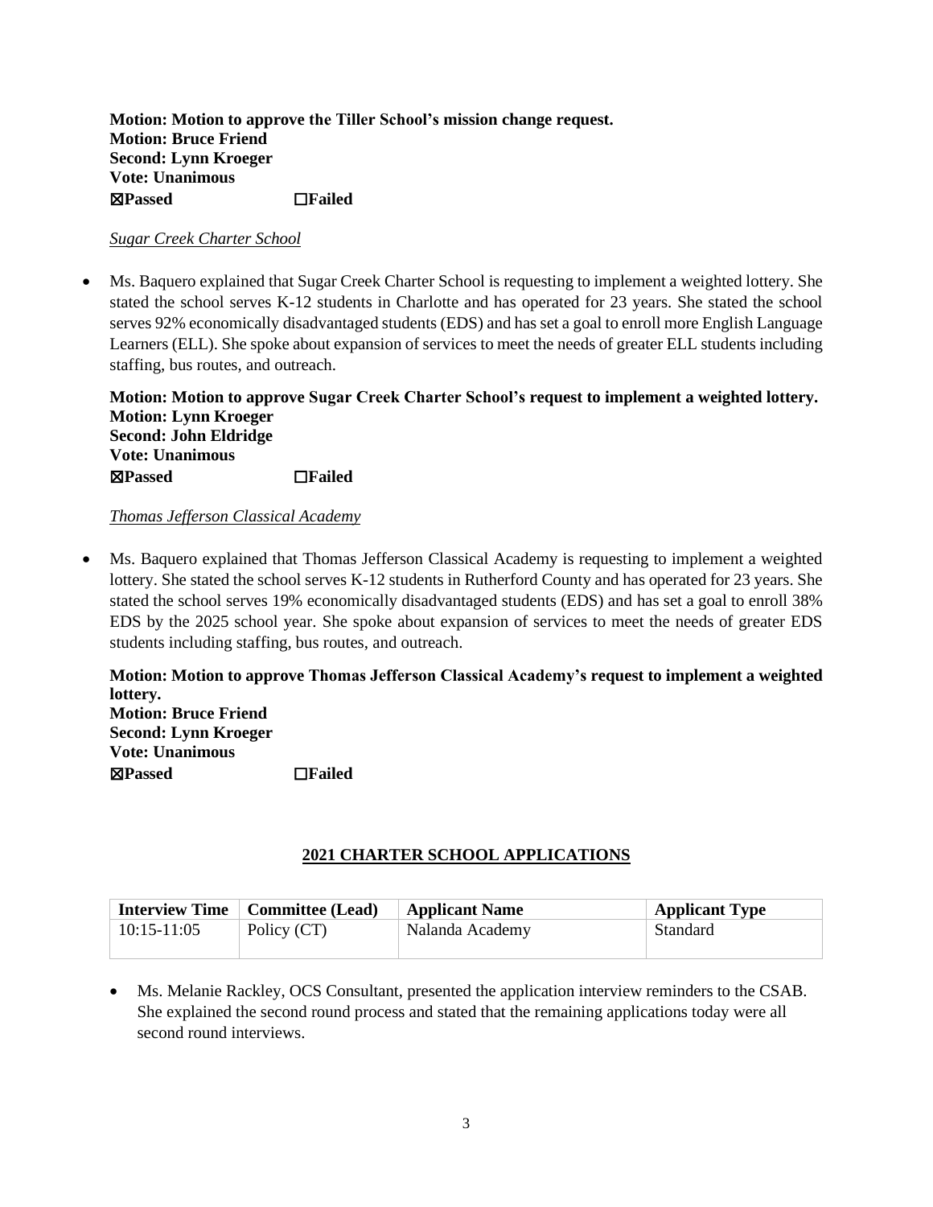**Motion: Motion to approve the Tiller School's mission change request.**
**Motion: Bruce Friend**
**Second: Lynn Kroeger**
**Vote: Unanimous**
**☒Passed ☐Failed**

*Sugar Creek Charter School*

- Ms. Baquero explained that Sugar Creek Charter School is requesting to implement a weighted lottery. She stated the school serves K-12 students in Charlotte and has operated for 23 years. She stated the school serves 92% economically disadvantaged students (EDS) and has set a goal to enroll more English Language Learners (ELL). She spoke about expansion of services to meet the needs of greater ELL students including staffing, bus routes, and outreach.

**Motion: Motion to approve Sugar Creek Charter School's request to implement a weighted lottery.**
**Motion: Lynn Kroeger**
**Second: John Eldridge**
**Vote: Unanimous**
**☒Passed ☐Failed**

*Thomas Jefferson Classical Academy*

- Ms. Baquero explained that Thomas Jefferson Classical Academy is requesting to implement a weighted lottery. She stated the school serves K-12 students in Rutherford County and has operated for 23 years. She stated the school serves 19% economically disadvantaged students (EDS) and has set a goal to enroll 38% EDS by the 2025 school year. She spoke about expansion of services to meet the needs of greater EDS students including staffing, bus routes, and outreach.

**Motion: Motion to approve Thomas Jefferson Classical Academy's request to implement a weighted lottery.**
**Motion: Bruce Friend**
**Second: Lynn Kroeger**
**Vote: Unanimous**
**☒Passed ☐Failed**

## 2021 CHARTER SCHOOL APPLICATIONS

| Interview Time | Committee (Lead) | Applicant Name | Applicant Type |
|---|---|---|---|
| 10:15-11:05 | Policy (CT) | Nalanda Academy | Standard |

- Ms. Melanie Rackley, OCS Consultant, presented the application interview reminders to the CSAB. She explained the second round process and stated that the remaining applications today were all second round interviews.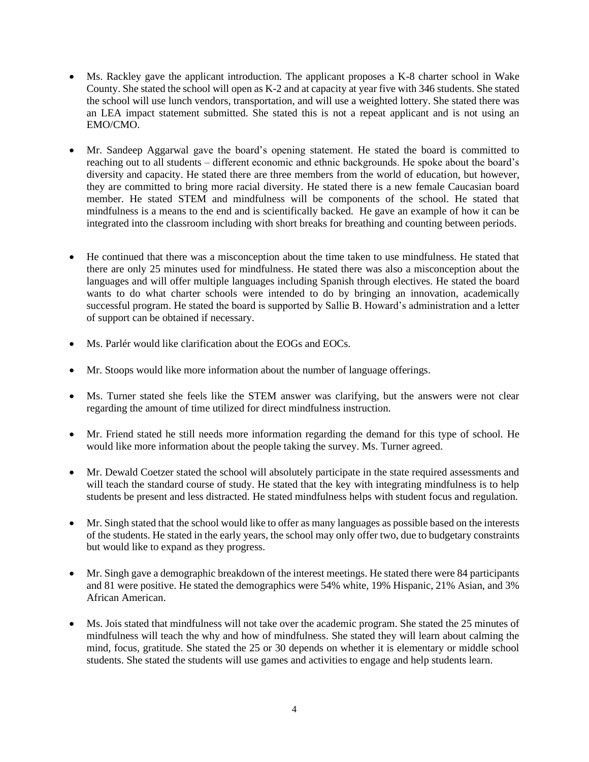- Ms. Rackley gave the applicant introduction. The applicant proposes a K-8 charter school in Wake County. She stated the school will open as K-2 and at capacity at year five with 346 students. She stated the school will use lunch vendors, transportation, and will use a weighted lottery. She stated there was an LEA impact statement submitted. She stated this is not a repeat applicant and is not using an EMO/CMO.

- Mr. Sandeep Aggarwal gave the board's opening statement. He stated the board is committed to reaching out to all students – different economic and ethnic backgrounds. He spoke about the board's diversity and capacity. He stated there are three members from the world of education, but however, they are committed to bring more racial diversity. He stated there is a new female Caucasian board member. He stated STEM and mindfulness will be components of the school. He stated that mindfulness is a means to the end and is scientifically backed. He gave an example of how it can be integrated into the classroom including with short breaks for breathing and counting between periods.

- He continued that there was a misconception about the time taken to use mindfulness. He stated that there are only 25 minutes used for mindfulness. He stated there was also a misconception about the languages and will offer multiple languages including Spanish through electives. He stated the board wants to do what charter schools were intended to do by bringing an innovation, academically successful program. He stated the board is supported by Sallie B. Howard's administration and a letter of support can be obtained if necessary.

- Ms. Parlér would like clarification about the EOGs and EOCs.

- Mr. Stoops would like more information about the number of language offerings.

- Ms. Turner stated she feels like the STEM answer was clarifying, but the answers were not clear regarding the amount of time utilized for direct mindfulness instruction.

- Mr. Friend stated he still needs more information regarding the demand for this type of school. He would like more information about the people taking the survey. Ms. Turner agreed.

- Mr. Dewald Coetzer stated the school will absolutely participate in the state required assessments and will teach the standard course of study. He stated that the key with integrating mindfulness is to help students be present and less distracted. He stated mindfulness helps with student focus and regulation.

- Mr. Singh stated that the school would like to offer as many languages as possible based on the interests of the students. He stated in the early years, the school may only offer two, due to budgetary constraints but would like to expand as they progress.

- Mr. Singh gave a demographic breakdown of the interest meetings. He stated there were 84 participants and 81 were positive. He stated the demographics were 54% white, 19% Hispanic, 21% Asian, and 3% African American.

- Ms. Jois stated that mindfulness will not take over the academic program. She stated the 25 minutes of mindfulness will teach the why and how of mindfulness. She stated they will learn about calming the mind, focus, gratitude. She stated the 25 or 30 depends on whether it is elementary or middle school students. She stated the students will use games and activities to engage and help students learn.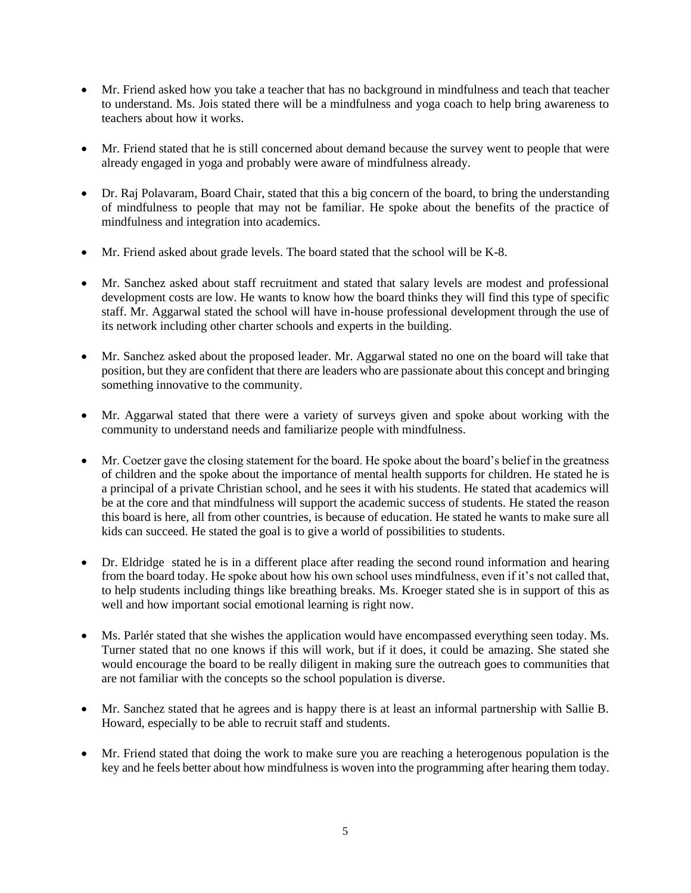- Mr. Friend asked how you take a teacher that has no background in mindfulness and teach that teacher to understand. Ms. Jois stated there will be a mindfulness and yoga coach to help bring awareness to teachers about how it works.

- Mr. Friend stated that he is still concerned about demand because the survey went to people that were already engaged in yoga and probably were aware of mindfulness already.

- Dr. Raj Polavaram, Board Chair, stated that this a big concern of the board, to bring the understanding of mindfulness to people that may not be familiar. He spoke about the benefits of the practice of mindfulness and integration into academics.

- Mr. Friend asked about grade levels. The board stated that the school will be K-8.

- Mr. Sanchez asked about staff recruitment and stated that salary levels are modest and professional development costs are low. He wants to know how the board thinks they will find this type of specific staff. Mr. Aggarwal stated the school will have in-house professional development through the use of its network including other charter schools and experts in the building.

- Mr. Sanchez asked about the proposed leader. Mr. Aggarwal stated no one on the board will take that position, but they are confident that there are leaders who are passionate about this concept and bringing something innovative to the community.

- Mr. Aggarwal stated that there were a variety of surveys given and spoke about working with the community to understand needs and familiarize people with mindfulness.

- Mr. Coetzer gave the closing statement for the board. He spoke about the board's belief in the greatness of children and the spoke about the importance of mental health supports for children. He stated he is a principal of a private Christian school, and he sees it with his students. He stated that academics will be at the core and that mindfulness will support the academic success of students. He stated the reason this board is here, all from other countries, is because of education. He stated he wants to make sure all kids can succeed. He stated the goal is to give a world of possibilities to students.

- Dr. Eldridge stated he is in a different place after reading the second round information and hearing from the board today. He spoke about how his own school uses mindfulness, even if it's not called that, to help students including things like breathing breaks. Ms. Kroeger stated she is in support of this as well and how important social emotional learning is right now.

- Ms. Parlér stated that she wishes the application would have encompassed everything seen today. Ms. Turner stated that no one knows if this will work, but if it does, it could be amazing. She stated she would encourage the board to be really diligent in making sure the outreach goes to communities that are not familiar with the concepts so the school population is diverse.

- Mr. Sanchez stated that he agrees and is happy there is at least an informal partnership with Sallie B. Howard, especially to be able to recruit staff and students.

- Mr. Friend stated that doing the work to make sure you are reaching a heterogenous population is the key and he feels better about how mindfulness is woven into the programming after hearing them today.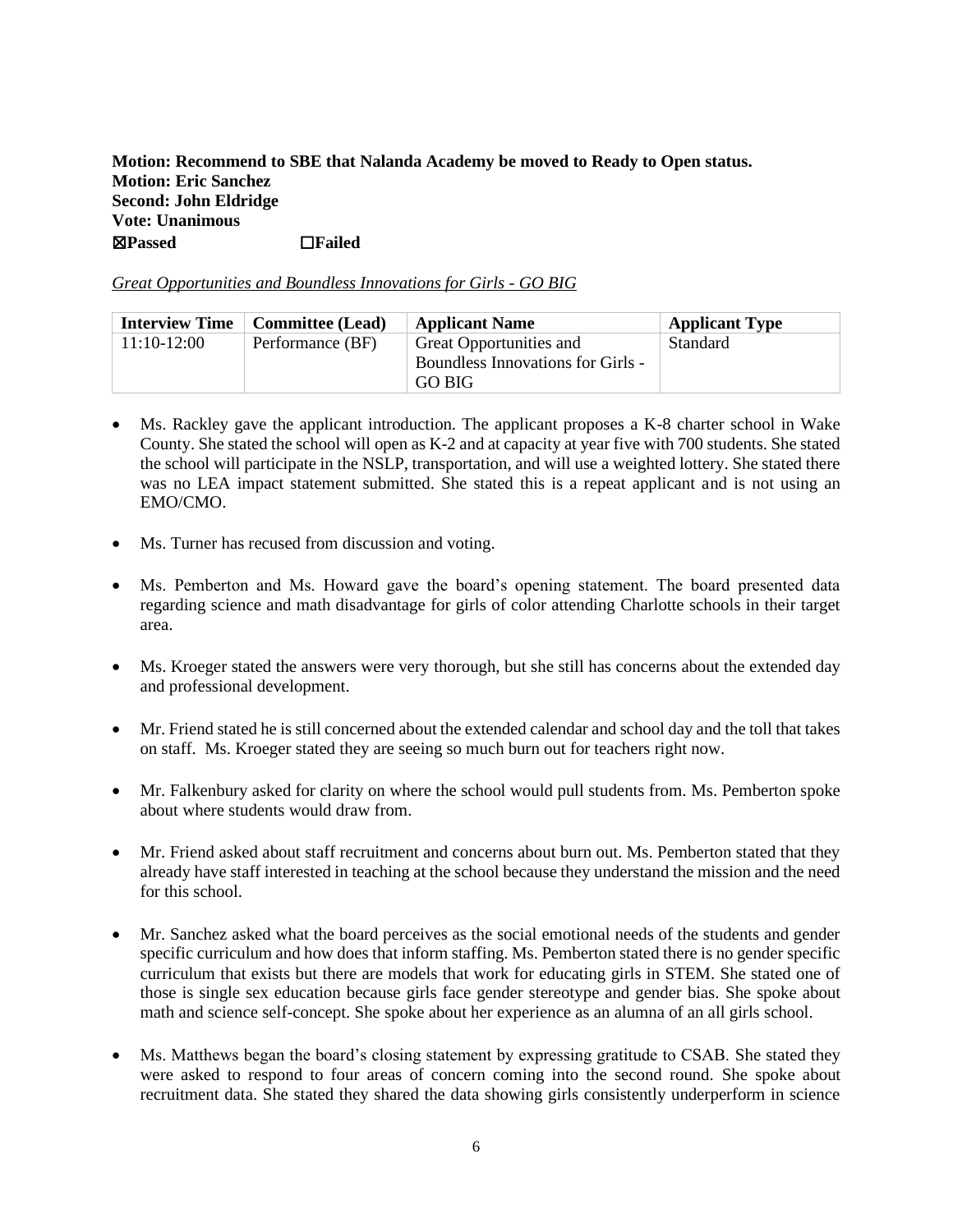**Motion: Recommend to SBE that Nalanda Academy be moved to Ready to Open status.**
**Motion: Eric Sanchez**
**Second: John Eldridge**
**Vote: Unanimous**
**☒Passed ☐Failed**

*Great Opportunities and Boundless Innovations for Girls - GO BIG*

| Interview Time | Committee (Lead) | Applicant Name | Applicant Type |
|---|---|---|---|
| 11:10-12:00 | Performance (BF) | Great Opportunities and Boundless Innovations for Girls - GO BIG | Standard |

- Ms. Rackley gave the applicant introduction. The applicant proposes a K-8 charter school in Wake County. She stated the school will open as K-2 and at capacity at year five with 700 students. She stated the school will participate in the NSLP, transportation, and will use a weighted lottery. She stated there was no LEA impact statement submitted. She stated this is a repeat applicant and is not using an EMO/CMO.
- Ms. Turner has recused from discussion and voting.
- Ms. Pemberton and Ms. Howard gave the board's opening statement. The board presented data regarding science and math disadvantage for girls of color attending Charlotte schools in their target area.
- Ms. Kroeger stated the answers were very thorough, but she still has concerns about the extended day and professional development.
- Mr. Friend stated he is still concerned about the extended calendar and school day and the toll that takes on staff. Ms. Kroeger stated they are seeing so much burn out for teachers right now.
- Mr. Falkenbury asked for clarity on where the school would pull students from. Ms. Pemberton spoke about where students would draw from.
- Mr. Friend asked about staff recruitment and concerns about burn out. Ms. Pemberton stated that they already have staff interested in teaching at the school because they understand the mission and the need for this school.
- Mr. Sanchez asked what the board perceives as the social emotional needs of the students and gender specific curriculum and how does that inform staffing. Ms. Pemberton stated there is no gender specific curriculum that exists but there are models that work for educating girls in STEM. She stated one of those is single sex education because girls face gender stereotype and gender bias. She spoke about math and science self-concept. She spoke about her experience as an alumna of an all girls school.
- Ms. Matthews began the board's closing statement by expressing gratitude to CSAB. She stated they were asked to respond to four areas of concern coming into the second round. She spoke about recruitment data. She stated they shared the data showing girls consistently underperform in science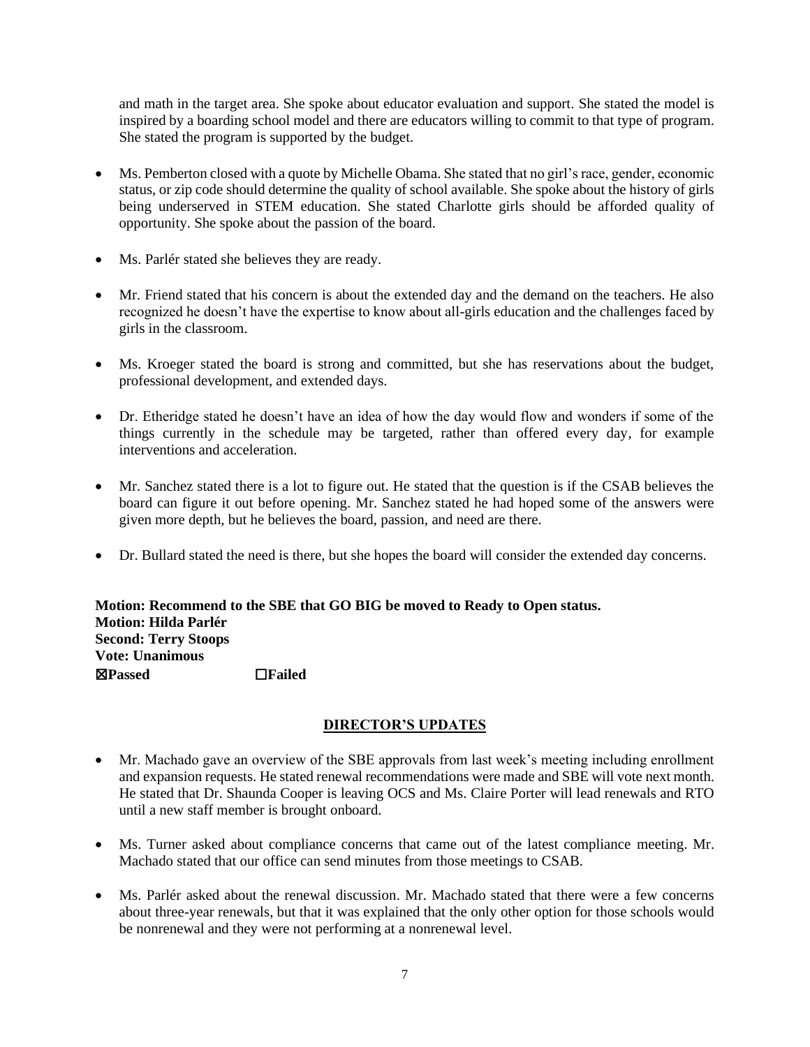and math in the target area. She spoke about educator evaluation and support. She stated the model is inspired by a boarding school model and there are educators willing to commit to that type of program. She stated the program is supported by the budget.

- Ms. Pemberton closed with a quote by Michelle Obama. She stated that no girl's race, gender, economic status, or zip code should determine the quality of school available. She spoke about the history of girls being underserved in STEM education. She stated Charlotte girls should be afforded quality of opportunity. She spoke about the passion of the board.
- Ms. Parlér stated she believes they are ready.
- Mr. Friend stated that his concern is about the extended day and the demand on the teachers. He also recognized he doesn't have the expertise to know about all-girls education and the challenges faced by girls in the classroom.
- Ms. Kroeger stated the board is strong and committed, but she has reservations about the budget, professional development, and extended days.
- Dr. Etheridge stated he doesn't have an idea of how the day would flow and wonders if some of the things currently in the schedule may be targeted, rather than offered every day, for example interventions and acceleration.
- Mr. Sanchez stated there is a lot to figure out. He stated that the question is if the CSAB believes the board can figure it out before opening. Mr. Sanchez stated he had hoped some of the answers were given more depth, but he believes the board, passion, and need are there.
- Dr. Bullard stated the need is there, but she hopes the board will consider the extended day concerns.

**Motion: Recommend to the SBE that GO BIG be moved to Ready to Open status.**
**Motion: Hilda Parlér**
**Second: Terry Stoops**
**Vote: Unanimous**
**☒Passed ☐Failed**

## DIRECTOR'S UPDATES

- Mr. Machado gave an overview of the SBE approvals from last week's meeting including enrollment and expansion requests. He stated renewal recommendations were made and SBE will vote next month. He stated that Dr. Shaunda Cooper is leaving OCS and Ms. Claire Porter will lead renewals and RTO until a new staff member is brought onboard.
- Ms. Turner asked about compliance concerns that came out of the latest compliance meeting. Mr. Machado stated that our office can send minutes from those meetings to CSAB.
- Ms. Parlér asked about the renewal discussion. Mr. Machado stated that there were a few concerns about three-year renewals, but that it was explained that the only other option for those schools would be nonrenewal and they were not performing at a nonrenewal level.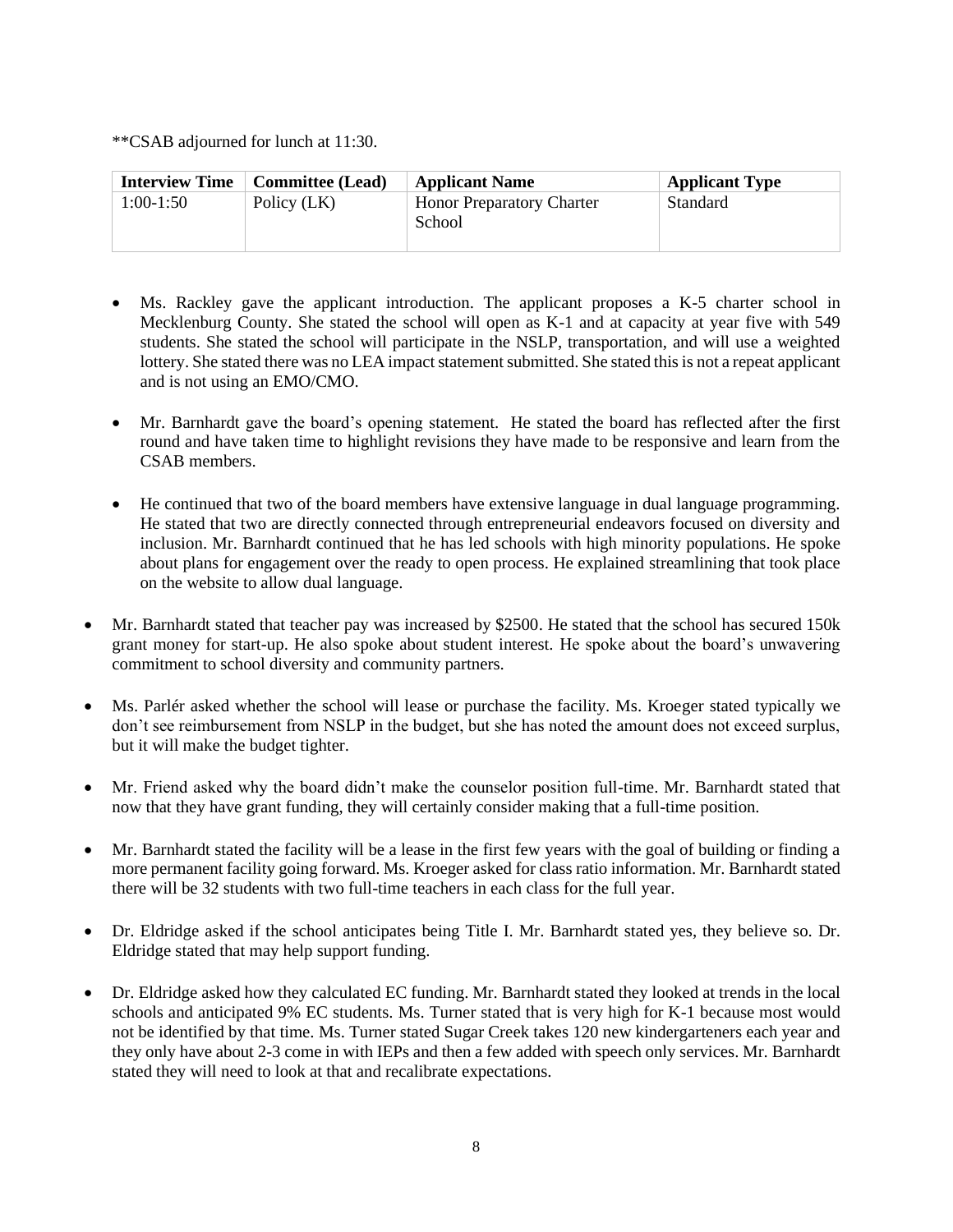**CSAB adjourned for lunch at 11:30.

| Interview Time | Committee (Lead) | Applicant Name | Applicant Type |
|---|---|---|---|
| 1:00-1:50 | Policy (LK) | Honor Preparatory Charter School | Standard |

- Ms. Rackley gave the applicant introduction. The applicant proposes a K-5 charter school in Mecklenburg County. She stated the school will open as K-1 and at capacity at year five with 549 students. She stated the school will participate in the NSLP, transportation, and will use a weighted lottery. She stated there was no LEA impact statement submitted. She stated this is not a repeat applicant and is not using an EMO/CMO.

- Mr. Barnhardt gave the board's opening statement. He stated the board has reflected after the first round and have taken time to highlight revisions they have made to be responsive and learn from the CSAB members.

- He continued that two of the board members have extensive language in dual language programming. He stated that two are directly connected through entrepreneurial endeavors focused on diversity and inclusion. Mr. Barnhardt continued that he has led schools with high minority populations. He spoke about plans for engagement over the ready to open process. He explained streamlining that took place on the website to allow dual language.

- Mr. Barnhardt stated that teacher pay was increased by $2500. He stated that the school has secured 150k grant money for start-up. He also spoke about student interest. He spoke about the board's unwavering commitment to school diversity and community partners.

- Ms. Parlér asked whether the school will lease or purchase the facility. Ms. Kroeger stated typically we don't see reimbursement from NSLP in the budget, but she has noted the amount does not exceed surplus, but it will make the budget tighter.

- Mr. Friend asked why the board didn't make the counselor position full-time. Mr. Barnhardt stated that now that they have grant funding, they will certainly consider making that a full-time position.

- Mr. Barnhardt stated the facility will be a lease in the first few years with the goal of building or finding a more permanent facility going forward. Ms. Kroeger asked for class ratio information. Mr. Barnhardt stated there will be 32 students with two full-time teachers in each class for the full year.

- Dr. Eldridge asked if the school anticipates being Title I. Mr. Barnhardt stated yes, they believe so. Dr. Eldridge stated that may help support funding.

- Dr. Eldridge asked how they calculated EC funding. Mr. Barnhardt stated they looked at trends in the local schools and anticipated 9% EC students. Ms. Turner stated that is very high for K-1 because most would not be identified by that time. Ms. Turner stated Sugar Creek takes 120 new kindergarteners each year and they only have about 2-3 come in with IEPs and then a few added with speech only services. Mr. Barnhardt stated they will need to look at that and recalibrate expectations.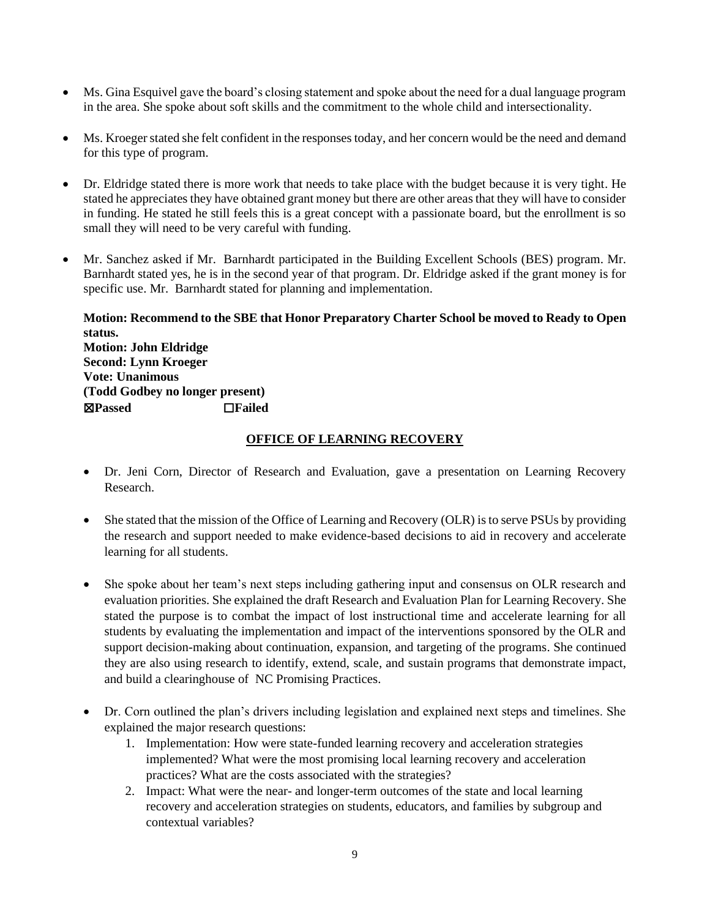- Ms. Gina Esquivel gave the board's closing statement and spoke about the need for a dual language program in the area. She spoke about soft skills and the commitment to the whole child and intersectionality.

- Ms. Kroeger stated she felt confident in the responses today, and her concern would be the need and demand for this type of program.

- Dr. Eldridge stated there is more work that needs to take place with the budget because it is very tight. He stated he appreciates they have obtained grant money but there are other areas that they will have to consider in funding. He stated he still feels this is a great concept with a passionate board, but the enrollment is so small they will need to be very careful with funding.

- Mr. Sanchez asked if Mr. Barnhardt participated in the Building Excellent Schools (BES) program. Mr. Barnhardt stated yes, he is in the second year of that program. Dr. Eldridge asked if the grant money is for specific use. Mr. Barnhardt stated for planning and implementation.

**Motion: Recommend to the SBE that Honor Preparatory Charter School be moved to Ready to Open status.**
**Motion: John Eldridge**
**Second: Lynn Kroeger**
**Vote: Unanimous**
**(Todd Godbey no longer present)**
**☒Passed ☐Failed**

## OFFICE OF LEARNING RECOVERY

- Dr. Jeni Corn, Director of Research and Evaluation, gave a presentation on Learning Recovery Research.

- She stated that the mission of the Office of Learning and Recovery (OLR) is to serve PSUs by providing the research and support needed to make evidence-based decisions to aid in recovery and accelerate learning for all students.

- She spoke about her team's next steps including gathering input and consensus on OLR research and evaluation priorities. She explained the draft Research and Evaluation Plan for Learning Recovery. She stated the purpose is to combat the impact of lost instructional time and accelerate learning for all students by evaluating the implementation and impact of the interventions sponsored by the OLR and support decision-making about continuation, expansion, and targeting of the programs. She continued they are also using research to identify, extend, scale, and sustain programs that demonstrate impact, and build a clearinghouse of NC Promising Practices.

- Dr. Corn outlined the plan's drivers including legislation and explained next steps and timelines. She explained the major research questions:
  1. Implementation: How were state-funded learning recovery and acceleration strategies implemented? What were the most promising local learning recovery and acceleration practices? What are the costs associated with the strategies?
  2. Impact: What were the near- and longer-term outcomes of the state and local learning recovery and acceleration strategies on students, educators, and families by subgroup and contextual variables?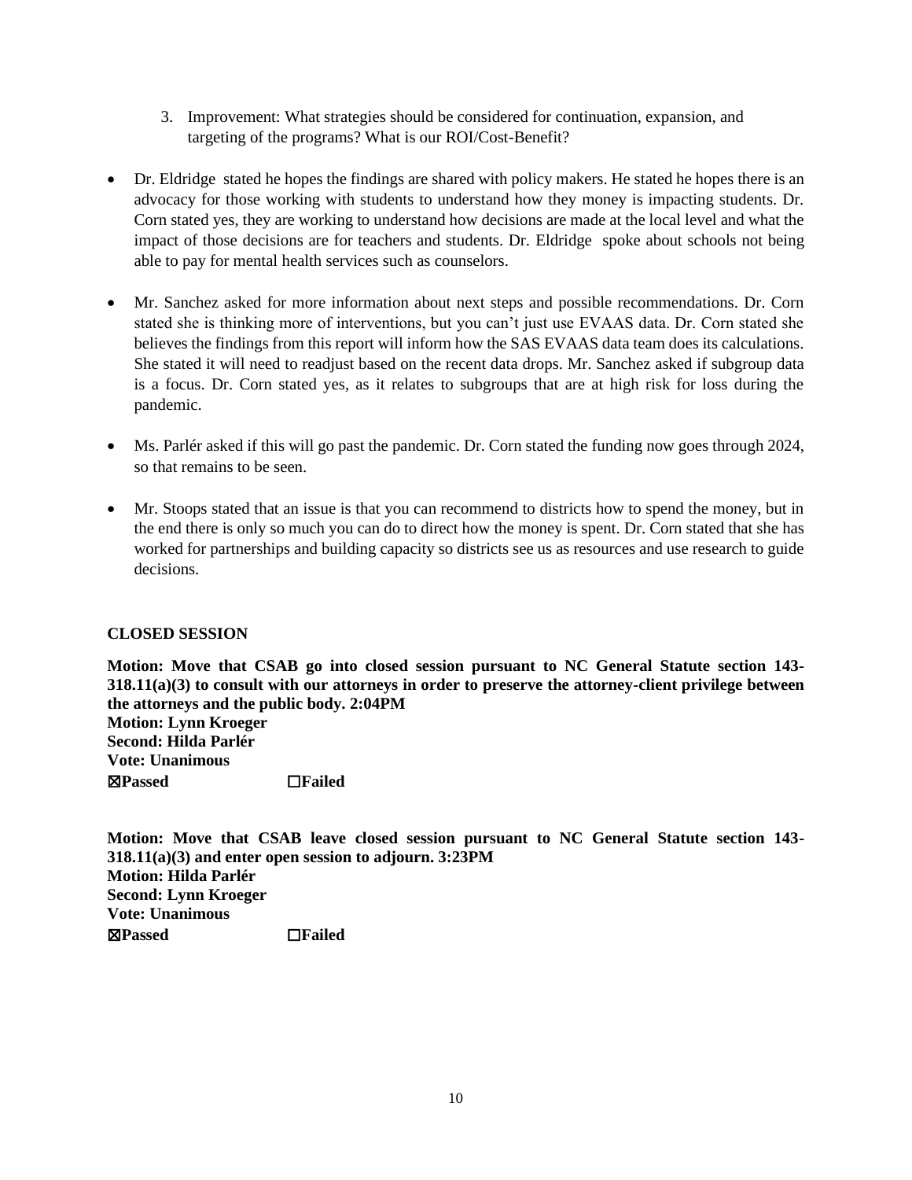3. Improvement: What strategies should be considered for continuation, expansion, and targeting of the programs? What is our ROI/Cost-Benefit?

- Dr. Eldridge stated he hopes the findings are shared with policy makers. He stated he hopes there is an advocacy for those working with students to understand how they money is impacting students. Dr. Corn stated yes, they are working to understand how decisions are made at the local level and what the impact of those decisions are for teachers and students. Dr. Eldridge spoke about schools not being able to pay for mental health services such as counselors.

- Mr. Sanchez asked for more information about next steps and possible recommendations. Dr. Corn stated she is thinking more of interventions, but you can't just use EVAAS data. Dr. Corn stated she believes the findings from this report will inform how the SAS EVAAS data team does its calculations. She stated it will need to readjust based on the recent data drops. Mr. Sanchez asked if subgroup data is a focus. Dr. Corn stated yes, as it relates to subgroups that are at high risk for loss during the pandemic.

- Ms. Parlér asked if this will go past the pandemic. Dr. Corn stated the funding now goes through 2024, so that remains to be seen.

- Mr. Stoops stated that an issue is that you can recommend to districts how to spend the money, but in the end there is only so much you can do to direct how the money is spent. Dr. Corn stated that she has worked for partnerships and building capacity so districts see us as resources and use research to guide decisions.

**CLOSED SESSION**

**Motion: Move that CSAB go into closed session pursuant to NC General Statute section 143-318.11(a)(3) to consult with our attorneys in order to preserve the attorney-client privilege between the attorneys and the public body. 2:04PM**
**Motion: Lynn Kroeger**
**Second: Hilda Parlér**
**Vote: Unanimous**
**☒Passed ☐Failed**

**Motion: Move that CSAB leave closed session pursuant to NC General Statute section 143-318.11(a)(3) and enter open session to adjourn. 3:23PM**
**Motion: Hilda Parlér**
**Second: Lynn Kroeger**
**Vote: Unanimous**
**☒Passed ☐Failed**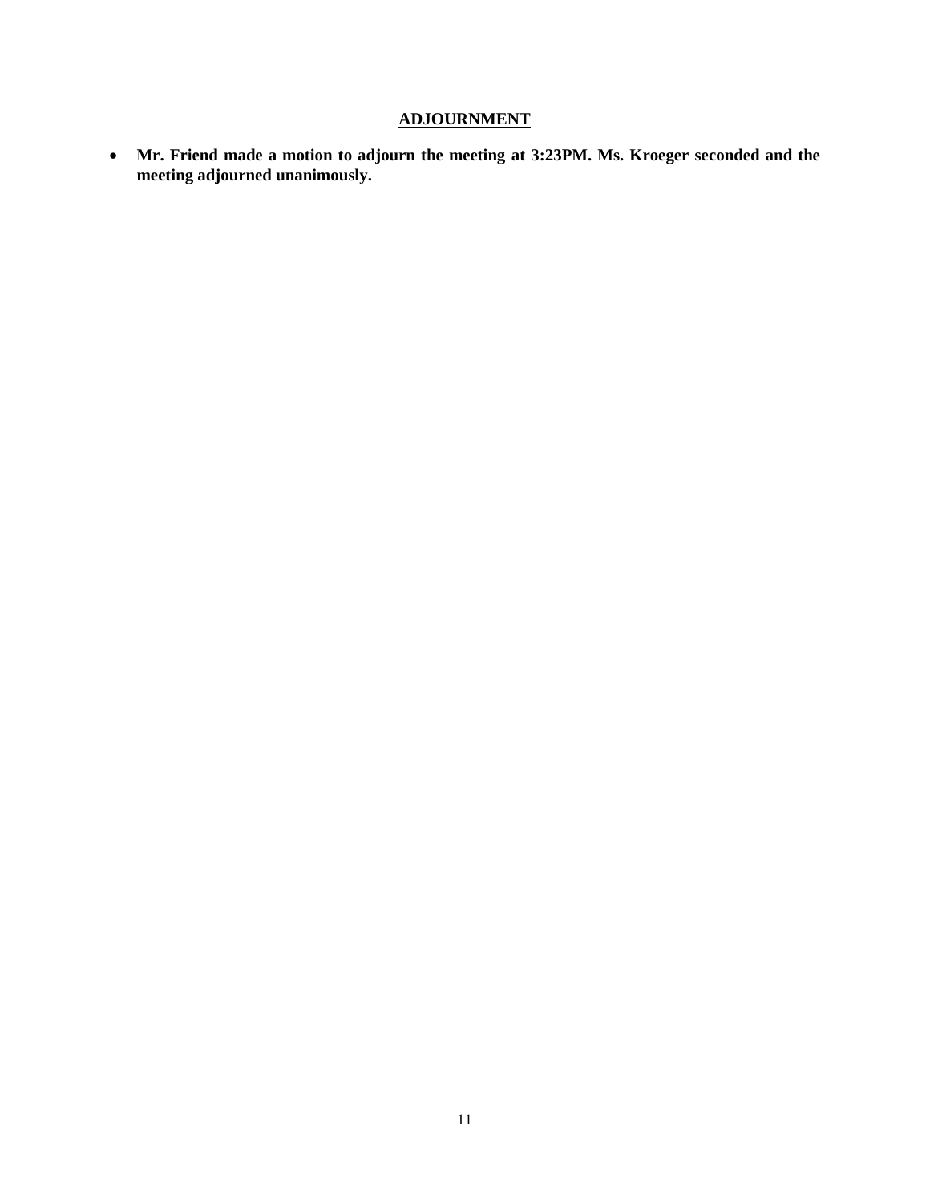## ADJOURNMENT

- **Mr. Friend made a motion to adjourn the meeting at 3:23PM. Ms. Kroeger seconded and the meeting adjourned unanimously.**